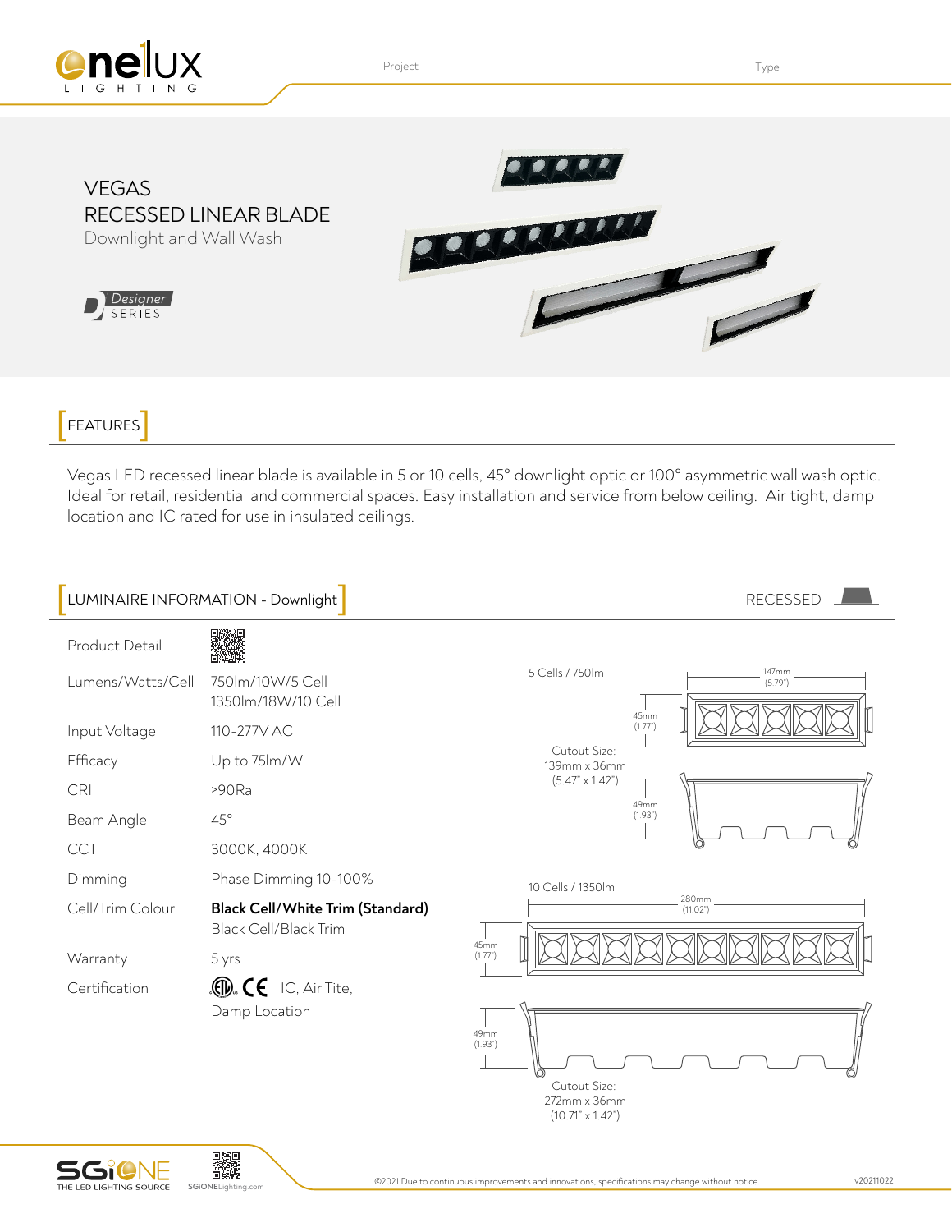Project Type

# VEGAS
# RECESSED LINEAR BLADE
Downlight and Wall Wash

Designer SERIES

## FEATURES

Vegas LED recessed linear blade is available in 5 or 10 cells, 45° downlight optic or 100° asymmetric wall wash optic. Ideal for retail, residential and commercial spaces. Easy installation and service from below ceiling. Air tight, damp location and IC rated for use in insulated ceilings.

## LUMINAIRE INFORMATION - Downlight

RECESSED

| | |
|---|---|
| Product Detail | |
| Lumens/Watts/Cell | 750lm/10W/5 Cell<br>1350lm/18W/10 Cell |
| Input Voltage | 110-277V AC |
| Efficacy | Up to 75lm/W |
| CRI | >90Ra |
| Beam Angle | 45° |
| CCT | 3000K, 4000K |
| Dimming | Phase Dimming 10-100% |
| Cell/Trim Colour | **Black Cell/White Trim (Standard)**<br>Black Cell/Black Trim |
| Warranty | 5 yrs |
| Certification | IC, Air Tite, Damp Location |

5 Cells / 750lm

147mm (5.79")

45mm (1.77")

49mm (1.93")

Cutout Size: 139mm x 36mm (5.47" x 1.42")

10 Cells / 1350lm

280mm (11.02")

45mm (1.77")

49mm (1.93")

Cutout Size: 272mm x 36mm (10.71" x 1.42")

©2021 Due to continuous improvements and innovations, specifications may change without notice. v20211022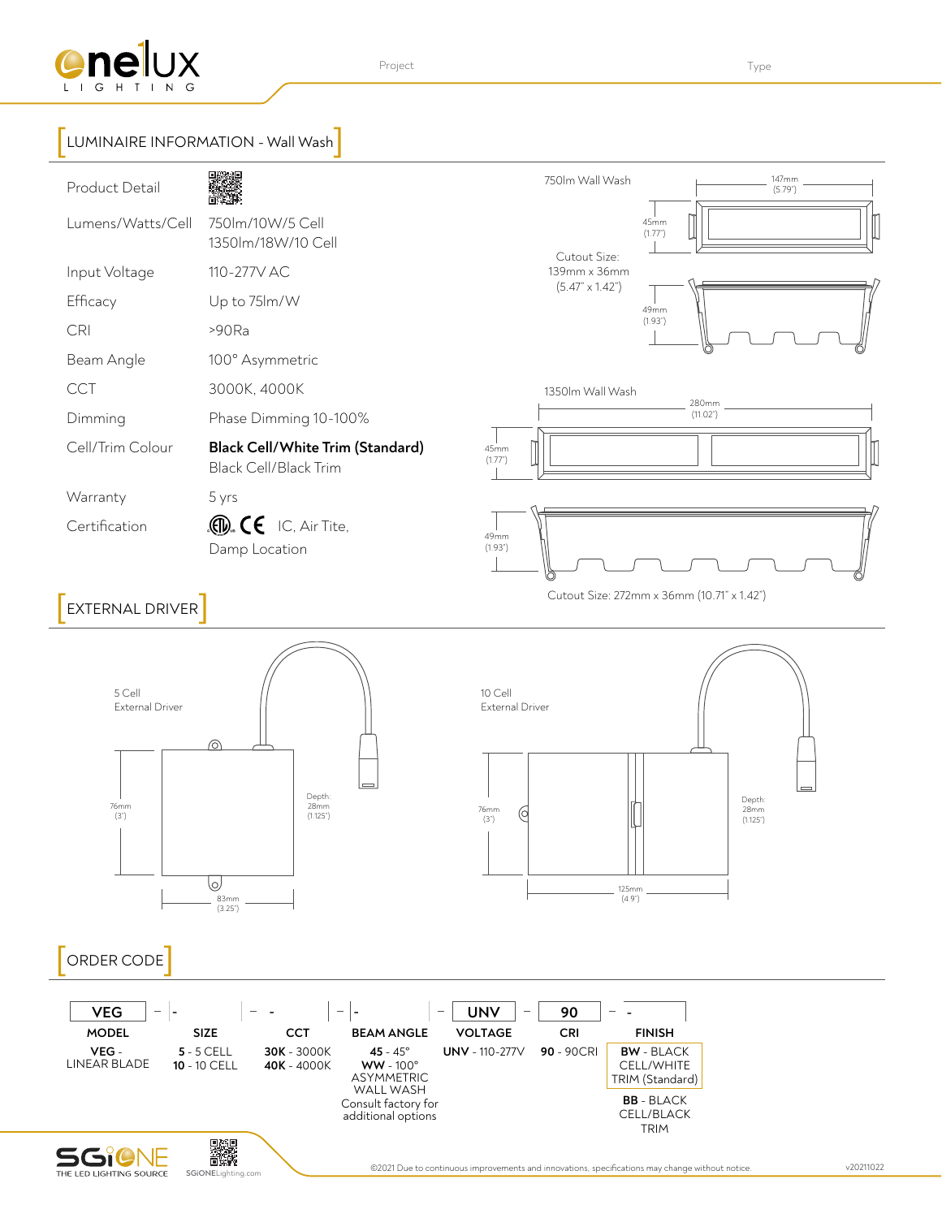Project

Type

## LUMINAIRE INFORMATION - Wall Wash

| | |
|---|---|
| Product Detail | |
| Lumens/Watts/Cell | 750lm/10W/5 Cell<br>1350lm/18W/10 Cell |
| Input Voltage | 110-277V AC |
| Efficacy | Up to 75lm/W |
| CRI | >90Ra |
| Beam Angle | 100° Asymmetric |
| CCT | 3000K, 4000K |
| Dimming | Phase Dimming 10-100% |
| Cell/Trim Colour | **Black Cell/White Trim (Standard)**<br>Black Cell/Black Trim |
| Warranty | 5 yrs |
| Certification | IC, Air Tite, Damp Location |

750lm Wall Wash

147mm (5.79")

45mm (1.77")

Cutout Size: 139mm x 36mm (5.47" x 1.42")

49mm (1.93")

1350lm Wall Wash

280mm (11.02")

45mm (1.77")

49mm (1.93")

Cutout Size: 272mm x 36mm (10.71" x 1.42")

## EXTERNAL DRIVER

5 Cell External Driver

76mm (3")

Depth: 28mm (1.125")

83mm (3.25")

10 Cell External Driver

76mm (3")

Depth: 28mm (1.125")

125mm (4.9")

## ORDER CODE

| VEG | - | - | - | UNV | 90 | - |
|---|---|---|---|---|---|---|
| **MODEL** | **SIZE** | **CCT** | **BEAM ANGLE** | **VOLTAGE** | **CRI** | **FINISH** |
| **VEG** - LINEAR BLADE | **5** - 5 CELL<br>**10** - 10 CELL | **30K** - 3000K<br>**40K** - 4000K | **45** - 45°<br>**WW** - 100° ASYMMETRIC WALL WASH<br>Consult factory for additional options | **UNV** - 110-277V | **90** - 90CRI | **BW** - BLACK CELL/WHITE TRIM (Standard)<br>**BB** - BLACK CELL/BLACK TRIM |

SGiONE THE LED LIGHTING SOURCE SGiONELighting.com

©2021 Due to continuous improvements and innovations, specifications may change without notice.

v20211022